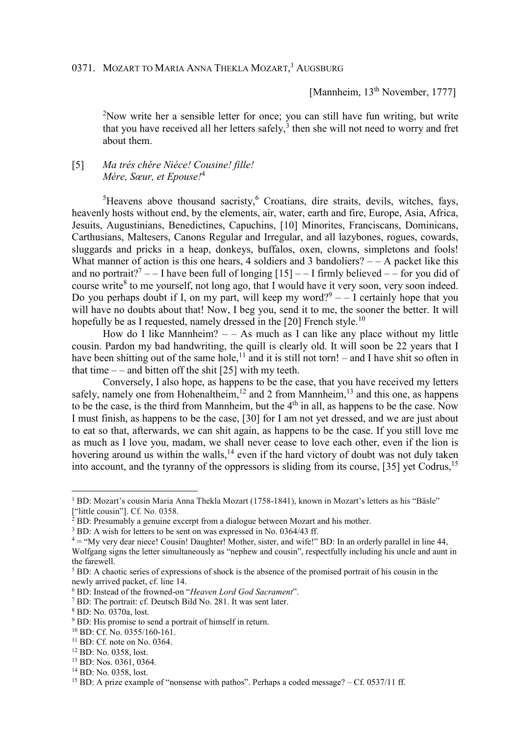0371. MOZART TO MARIA ANNA THEKLA MOZART,[1] AUGSBURG

[Mannheim, 13th November, 1777]

[2]Now write her a sensible letter for once; you can still have fun writing, but write that you have received all her letters safely,[3] then she will not need to worry and fret about them.

[5] *Ma trés chére Niéce! Cousine! fille!*
*Mére, Sœur, et Epouse!*[4]

[5]Heavens above thousand sacristy,[6] Croatians, dire straits, devils, witches, fays, heavenly hosts without end, by the elements, air, water, earth and fire, Europe, Asia, Africa, Jesuits, Augustinians, Benedictines, Capuchins, [10] Minorites, Franciscans, Dominicans, Carthusians, Maltesers, Canons Regular and Irregular, and all lazybones, rogues, cowards, sluggards and pricks in a heap, donkeys, buffalos, oxen, clowns, simpletons and fools! What manner of action is this one hears, 4 soldiers and 3 bandoliers? – – A packet like this and no portrait?[7] – – I have been full of longing [15] – – I firmly believed – – for you did of course write[8] to me yourself, not long ago, that I would have it very soon, very soon indeed. Do you perhaps doubt if I, on my part, will keep my word?[9] – – I certainly hope that you will have no doubts about that! Now, I beg you, send it to me, the sooner the better. It will hopefully be as I requested, namely dressed in the [20] French style.[10]

How do I like Mannheim? – – As much as I can like any place without my little cousin. Pardon my bad handwriting, the quill is clearly old. It will soon be 22 years that I have been shitting out of the same hole,[11] and it is still not torn! – and I have shit so often in that time – – and bitten off the shit [25] with my teeth.

Conversely, I also hope, as happens to be the case, that you have received my letters safely, namely one from Hohenaltheim,[12] and 2 from Mannheim,[13] and this one, as happens to be the case, is the third from Mannheim, but the 4th in all, as happens to be the case. Now I must finish, as happens to be the case, [30] for I am not yet dressed, and we are just about to eat so that, afterwards, we can shit again, as happens to be the case. If you still love me as much as I love you, madam, we shall never cease to love each other, even if the lion is hovering around us within the walls,[14] even if the hard victory of doubt was not duly taken into account, and the tyranny of the oppressors is sliding from its course, [35] yet Codrus,[15]

---

[1] BD: Mozart's cousin Maria Anna Thekla Mozart (1758-1841), known in Mozart's letters as his "Bäsle" ["little cousin"]. Cf. No. 0358.

[2] BD: Presumably a genuine excerpt from a dialogue between Mozart and his mother.

[3] BD: A wish for letters to be sent on was expressed in No. 0364/43 ff.

[4] = "My very dear niece! Cousin! Daughter! Mother, sister, and wife!" BD: In an orderly parallel in line 44, Wolfgang signs the letter simultaneously as "nephew and cousin", respectfully including his uncle and aunt in the farewell.

[5] BD: A chaotic series of expressions of shock is the absence of the promised portrait of his cousin in the newly arrived packet, cf. line 14.

[6] BD: Instead of the frowned-on "*Heaven Lord God Sacrament*".

[7] BD: The portrait: cf. Deutsch Bild No. 281. It was sent later.

[8] BD: No. 0370a, lost.

[9] BD: His promise to send a portrait of himself in return.

[10] BD: Cf. No. 0355/160-161.

[11] BD: Cf. note on No. 0364.

[12] BD: No. 0358, lost.

[13] BD: Nos. 0361, 0364.

[14] BD: No. 0358, lost.

[15] BD: A prize example of "nonsense with pathos". Perhaps a coded message? – Cf. 0537/11 ff.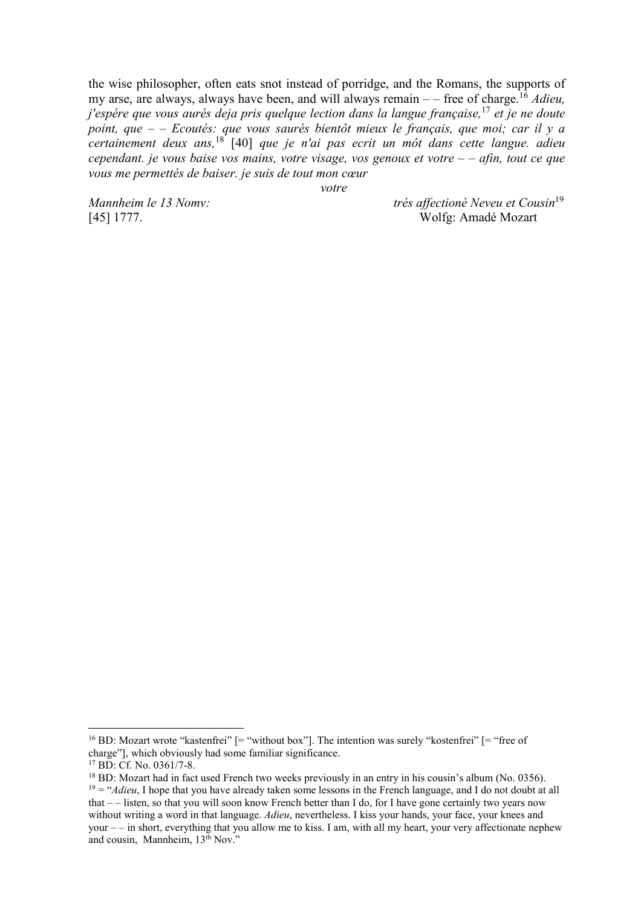the wise philosopher, often eats snot instead of porridge, and the Romans, the supports of my arse, are always, always have been, and will always remain – – free of charge.[16] *Adieu, j'espére que vous aurés deja pris quelque lection dans la langue française,*[17] *et je ne doute point, que – – Ecoutés: que vous saurés bientôt mieux le français, que moi; car il y a certainement deux ans,*[18] [40] *que je n'ai pas ecrit un môt dans cette langue. adieu cependant. je vous baise vos mains, votre visage, vos genoux et votre – – afin, tout ce que vous me permettés de baiser. je suis de tout mon cœur*

*votre*

*Mannheim le 13 Nomv:* *trés affectioné Neveu et Cousin*[19]
[45] 1777. Wolfg: Amadé Mozart

---

[16] BD: Mozart wrote "kastenfrei" [= "without box"]. The intention was surely "kostenfrei" [= "free of charge"], which obviously had some familiar significance.

[17] BD: Cf. No. 0361/7-8.

[18] BD: Mozart had in fact used French two weeks previously in an entry in his cousin's album (No. 0356).

[19] = "*Adieu*, I hope that you have already taken some lessons in the French language, and I do not doubt at all that – – listen, so that you will soon know French better than I do, for I have gone certainly two years now without writing a word in that language. *Adieu*, nevertheless. I kiss your hands, your face, your knees and your – – in short, everything that you allow me to kiss. I am, with all my heart, your very affectionate nephew and cousin, Mannheim, 13th Nov."